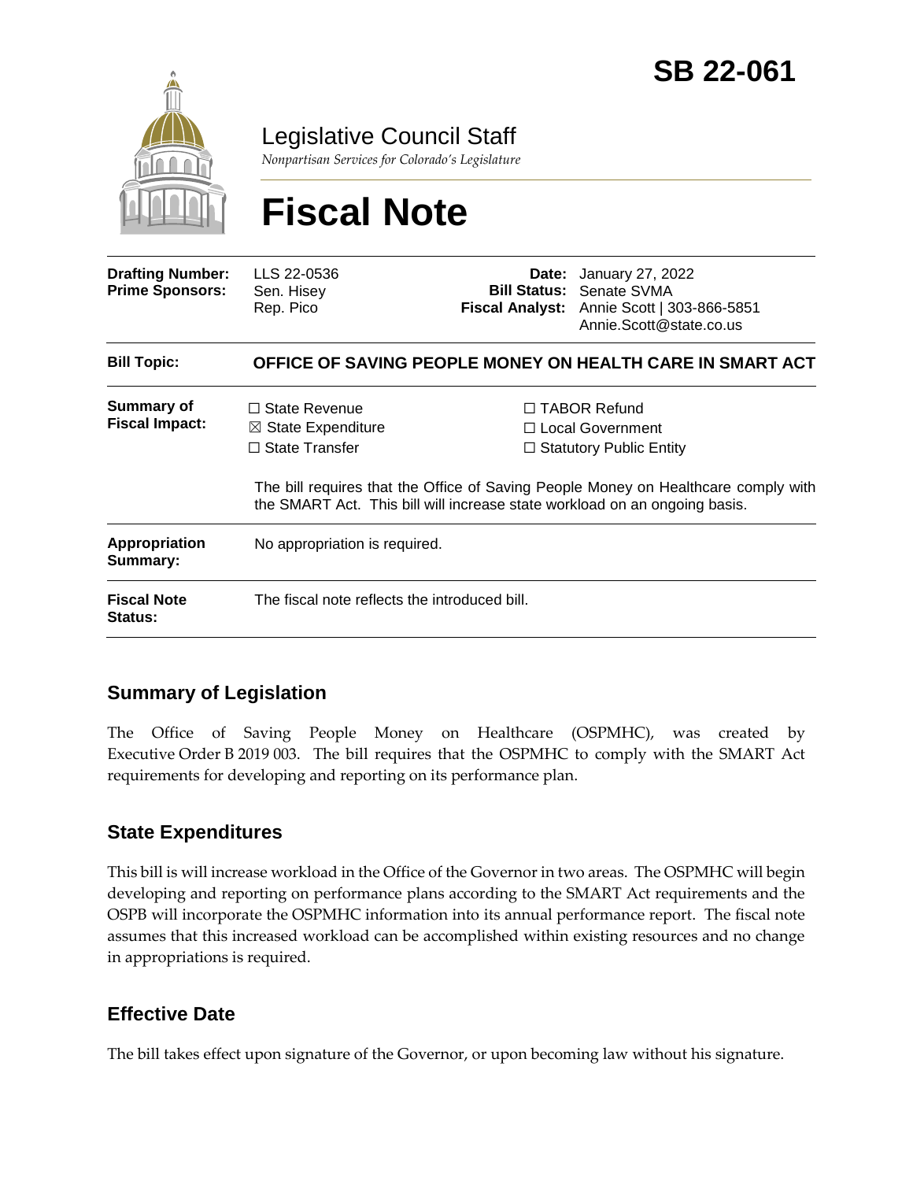# SB 22-061

Legislative Council Staff

*Nonpartisan Services for Colorado's Legislature*

# Fiscal Note

| | | | |
|---|---|---|---|
| **Drafting Number:** | LLS 22-0536 | **Date:** | January 27, 2022 |
| **Prime Sponsors:** | Sen. Hisey<br>Rep. Pico | **Bill Status:** | Senate SVMA |
| | | **Fiscal Analyst:** | Annie Scott \| 303-866-5851<br>Annie.Scott@state.co.us |

| | |
|---|---|
| **Bill Topic:** | **OFFICE OF SAVING PEOPLE MONEY ON HEALTH CARE IN SMART ACT** |
| **Summary of Fiscal Impact:** | ☐ State Revenue ☒ State Expenditure ☐ State Transfer ☐ TABOR Refund ☐ Local Government ☐ Statutory Public Entity<br><br>The bill requires that the Office of Saving People Money on Healthcare comply with the SMART Act. This bill will increase state workload on an ongoing basis. |
| **Appropriation Summary:** | No appropriation is required. |
| **Fiscal Note Status:** | The fiscal note reflects the introduced bill. |

## Summary of Legislation

The Office of Saving People Money on Healthcare (OSPMHC), was created by Executive Order B 2019 003. The bill requires that the OSPMHC to comply with the SMART Act requirements for developing and reporting on its performance plan.

## State Expenditures

This bill is will increase workload in the Office of the Governor in two areas. The OSPMHC will begin developing and reporting on performance plans according to the SMART Act requirements and the OSPB will incorporate the OSPMHC information into its annual performance report. The fiscal note assumes that this increased workload can be accomplished within existing resources and no change in appropriations is required.

## Effective Date

The bill takes effect upon signature of the Governor, or upon becoming law without his signature.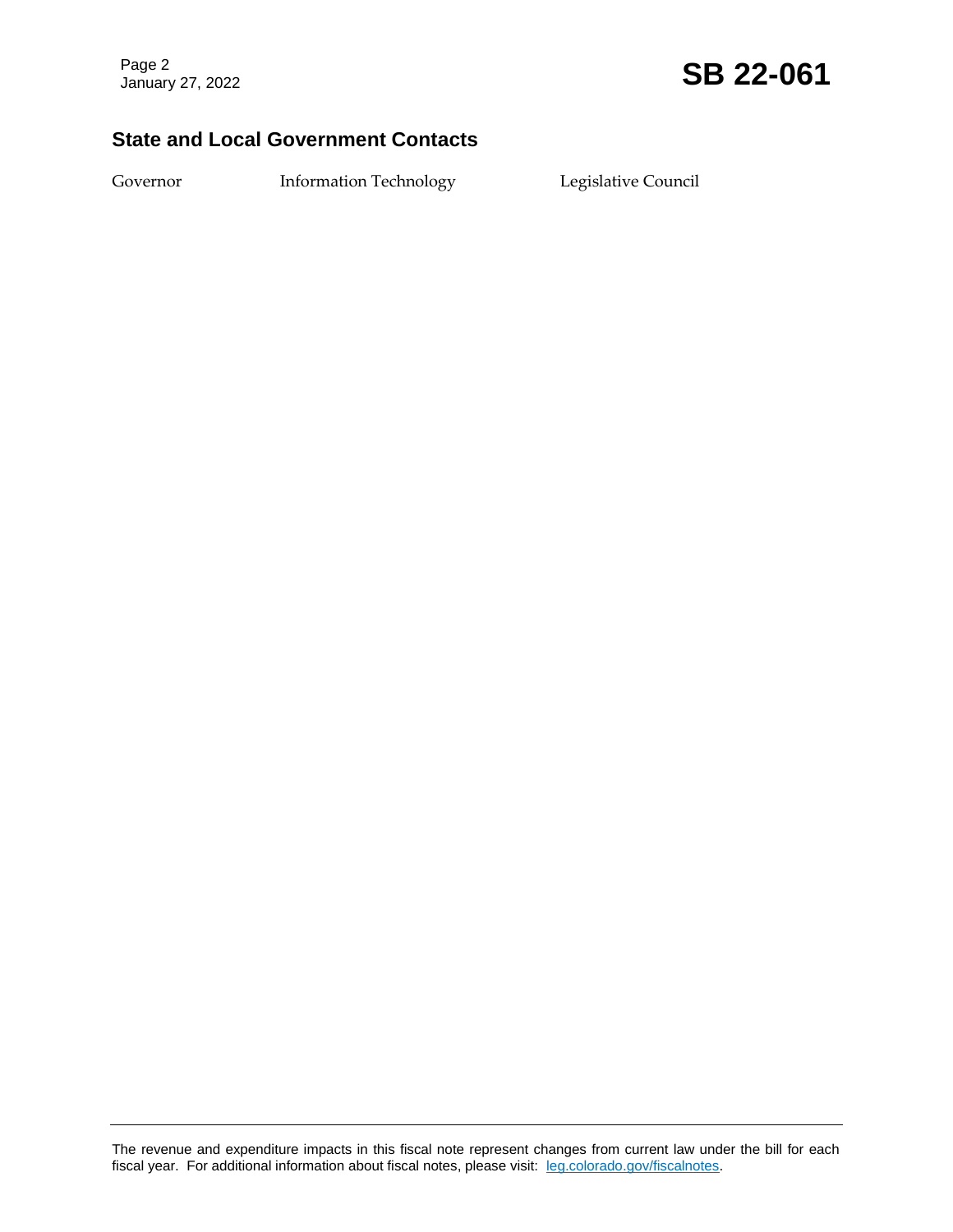## State and Local Government Contacts

Governor    Information Technology    Legislative Council

The revenue and expenditure impacts in this fiscal note represent changes from current law under the bill for each fiscal year. For additional information about fiscal notes, please visit: [leg.colorado.gov/fiscalnotes](leg.colorado.gov/fiscalnotes).